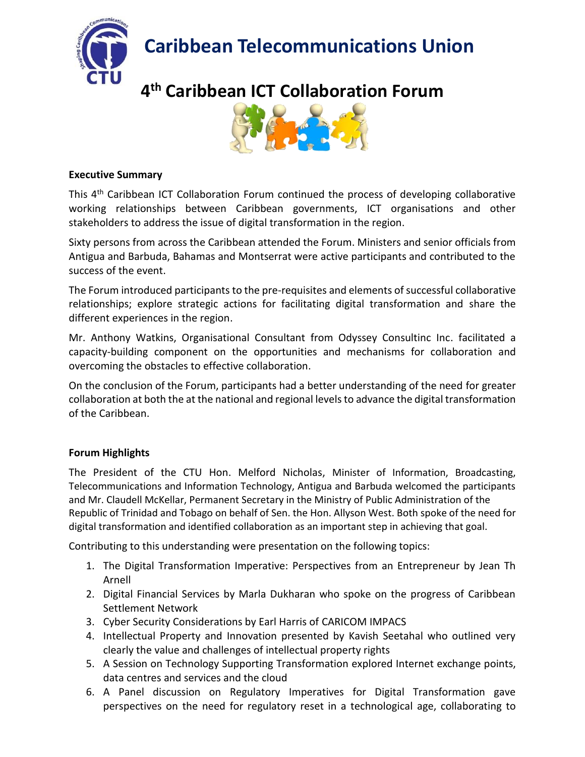# Caribbean Telecommunications Union

## 4th Caribbean ICT Collaboration Forum

**Executive Summary**

This 4th Caribbean ICT Collaboration Forum continued the process of developing collaborative working relationships between Caribbean governments, ICT organisations and other stakeholders to address the issue of digital transformation in the region.

Sixty persons from across the Caribbean attended the Forum. Ministers and senior officials from Antigua and Barbuda, Bahamas and Montserrat were active participants and contributed to the success of the event.

The Forum introduced participants to the pre-requisites and elements of successful collaborative relationships; explore strategic actions for facilitating digital transformation and share the different experiences in the region.

Mr. Anthony Watkins, Organisational Consultant from Odyssey Consultinc Inc. facilitated a capacity-building component on the opportunities and mechanisms for collaboration and overcoming the obstacles to effective collaboration.

On the conclusion of the Forum, participants had a better understanding of the need for greater collaboration at both the at the national and regional levels to advance the digital transformation of the Caribbean.

**Forum Highlights**

The President of the CTU Hon. Melford Nicholas, Minister of Information, Broadcasting, Telecommunications and Information Technology, Antigua and Barbuda welcomed the participants and Mr. Claudell McKellar, Permanent Secretary in the Ministry of Public Administration of the Republic of Trinidad and Tobago on behalf of Sen. the Hon. Allyson West. Both spoke of the need for digital transformation and identified collaboration as an important step in achieving that goal.

Contributing to this understanding were presentation on the following topics:

1. The Digital Transformation Imperative: Perspectives from an Entrepreneur by Jean Th Arnell
2. Digital Financial Services by Marla Dukharan who spoke on the progress of Caribbean Settlement Network
3. Cyber Security Considerations by Earl Harris of CARICOM IMPACS
4. Intellectual Property and Innovation presented by Kavish Seetahal who outlined very clearly the value and challenges of intellectual property rights
5. A Session on Technology Supporting Transformation explored Internet exchange points, data centres and services and the cloud
6. A Panel discussion on Regulatory Imperatives for Digital Transformation gave perspectives on the need for regulatory reset in a technological age, collaborating to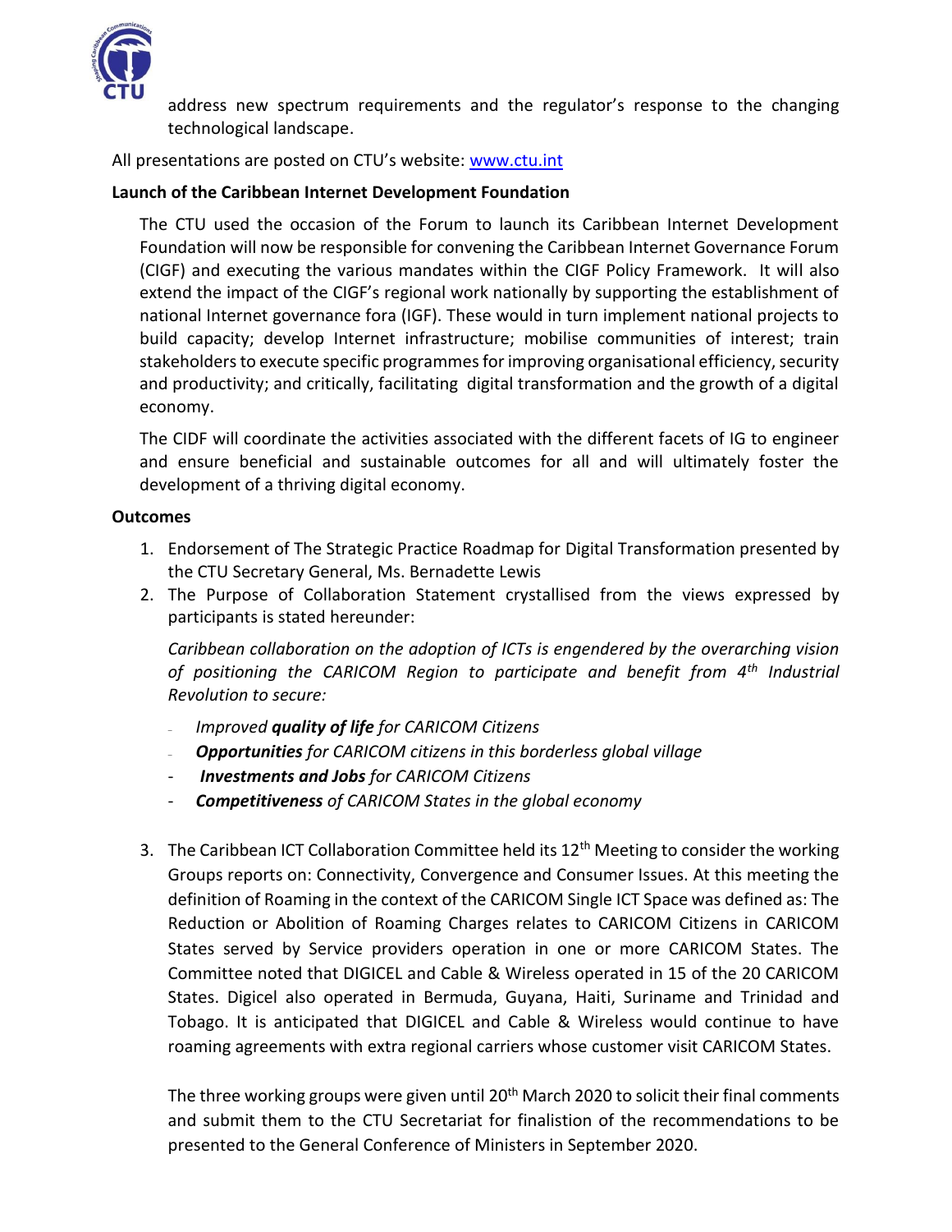address new spectrum requirements and the regulator's response to the changing technological landscape.

All presentations are posted on CTU's website: [www.ctu.int](www.ctu.int)

**Launch of the Caribbean Internet Development Foundation**

The CTU used the occasion of the Forum to launch its Caribbean Internet Development Foundation will now be responsible for convening the Caribbean Internet Governance Forum (CIGF) and executing the various mandates within the CIGF Policy Framework. It will also extend the impact of the CIGF's regional work nationally by supporting the establishment of national Internet governance fora (IGF). These would in turn implement national projects to build capacity; develop Internet infrastructure; mobilise communities of interest; train stakeholders to execute specific programmes for improving organisational efficiency, security and productivity; and critically, facilitating digital transformation and the growth of a digital economy.

The CIDF will coordinate the activities associated with the different facets of IG to engineer and ensure beneficial and sustainable outcomes for all and will ultimately foster the development of a thriving digital economy.

**Outcomes**

1. Endorsement of The Strategic Practice Roadmap for Digital Transformation presented by the CTU Secretary General, Ms. Bernadette Lewis
2. The Purpose of Collaboration Statement crystallised from the views expressed by participants is stated hereunder:

   *Caribbean collaboration on the adoption of ICTs is engendered by the overarching vision of positioning the CARICOM Region to participate and benefit from 4th Industrial Revolution to secure:*

   - *Improved **quality of life** for CARICOM Citizens*
   - ***Opportunities** for CARICOM citizens in this borderless global village*
   - ***Investments and Jobs** for CARICOM Citizens*
   - ***Competitiveness** of CARICOM States in the global economy*

3. The Caribbean ICT Collaboration Committee held its 12th Meeting to consider the working Groups reports on: Connectivity, Convergence and Consumer Issues. At this meeting the definition of Roaming in the context of the CARICOM Single ICT Space was defined as: The Reduction or Abolition of Roaming Charges relates to CARICOM Citizens in CARICOM States served by Service providers operation in one or more CARICOM States. The Committee noted that DIGICEL and Cable & Wireless operated in 15 of the 20 CARICOM States. Digicel also operated in Bermuda, Guyana, Haiti, Suriname and Trinidad and Tobago. It is anticipated that DIGICEL and Cable & Wireless would continue to have roaming agreements with extra regional carriers whose customer visit CARICOM States.

   The three working groups were given until 20th March 2020 to solicit their final comments and submit them to the CTU Secretariat for finalistion of the recommendations to be presented to the General Conference of Ministers in September 2020.